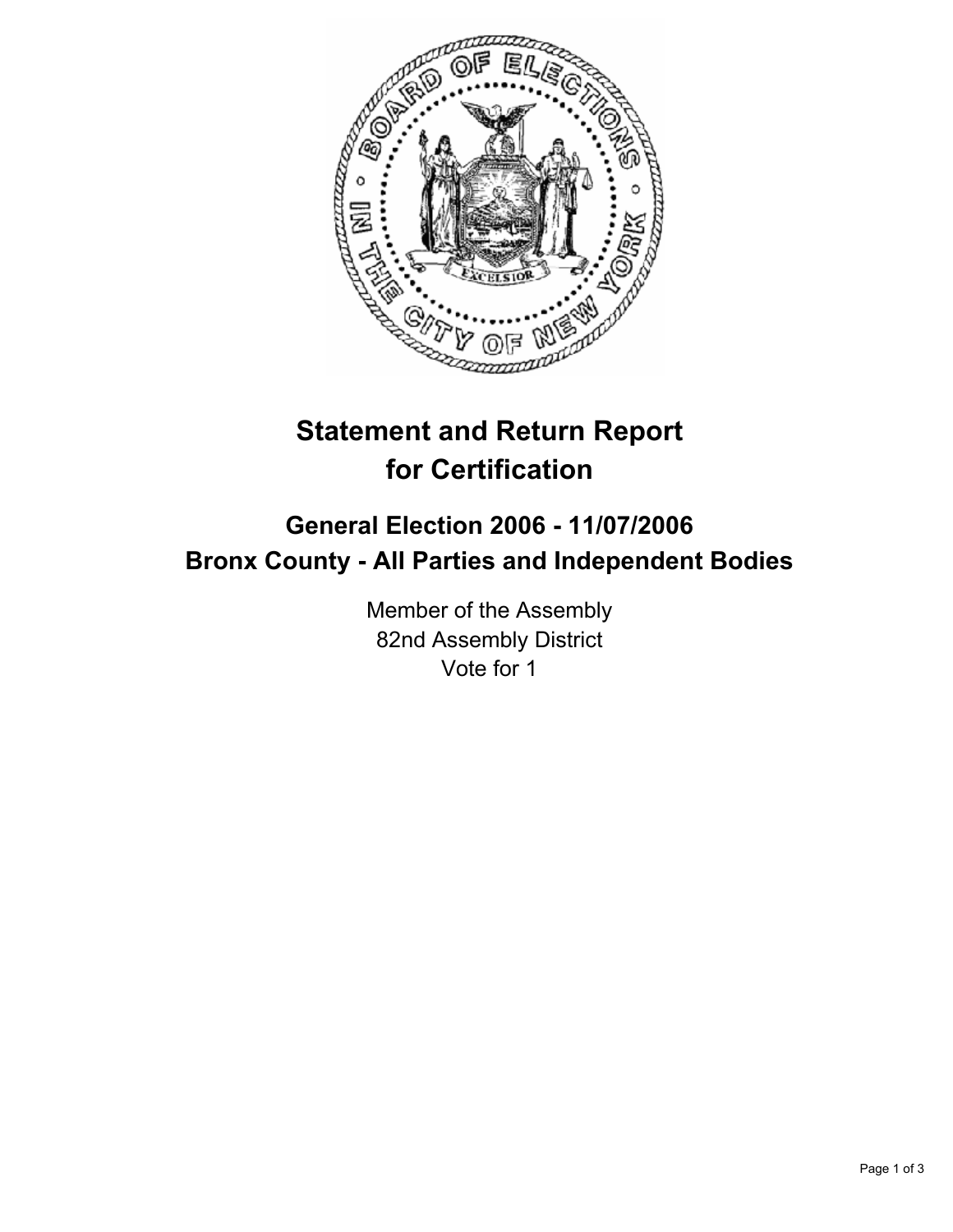# Statement and Return Report for Certification

## General Election 2006 - 11/07/2006
## Bronx County - All Parties and Independent Bodies

Member of the Assembly
82nd Assembly District
Vote for 1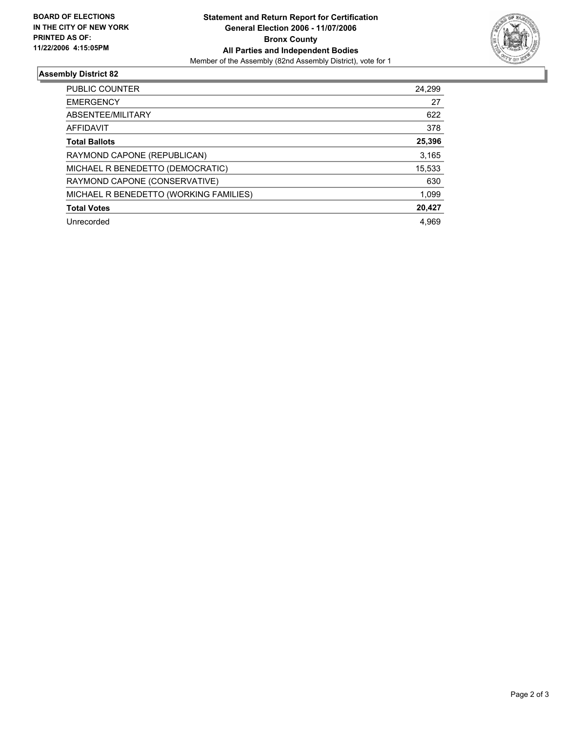**BOARD OF ELECTIONS IN THE CITY OF NEW YORK PRINTED AS OF: 11/22/2006 4:15:05PM**

**Statement and Return Report for Certification**
**General Election 2006 - 11/07/2006**
**Bronx County**
**All Parties and Independent Bodies**
Member of the Assembly (82nd Assembly District), vote for 1

## Assembly District 82

| | |
|---|---|
| PUBLIC COUNTER | 24,299 |
| EMERGENCY | 27 |
| ABSENTEE/MILITARY | 622 |
| AFFIDAVIT | 378 |
| **Total Ballots** | **25,396** |
| RAYMOND CAPONE (REPUBLICAN) | 3,165 |
| MICHAEL R BENEDETTO (DEMOCRATIC) | 15,533 |
| RAYMOND CAPONE (CONSERVATIVE) | 630 |
| MICHAEL R BENEDETTO (WORKING FAMILIES) | 1,099 |
| **Total Votes** | **20,427** |
| Unrecorded | 4,969 |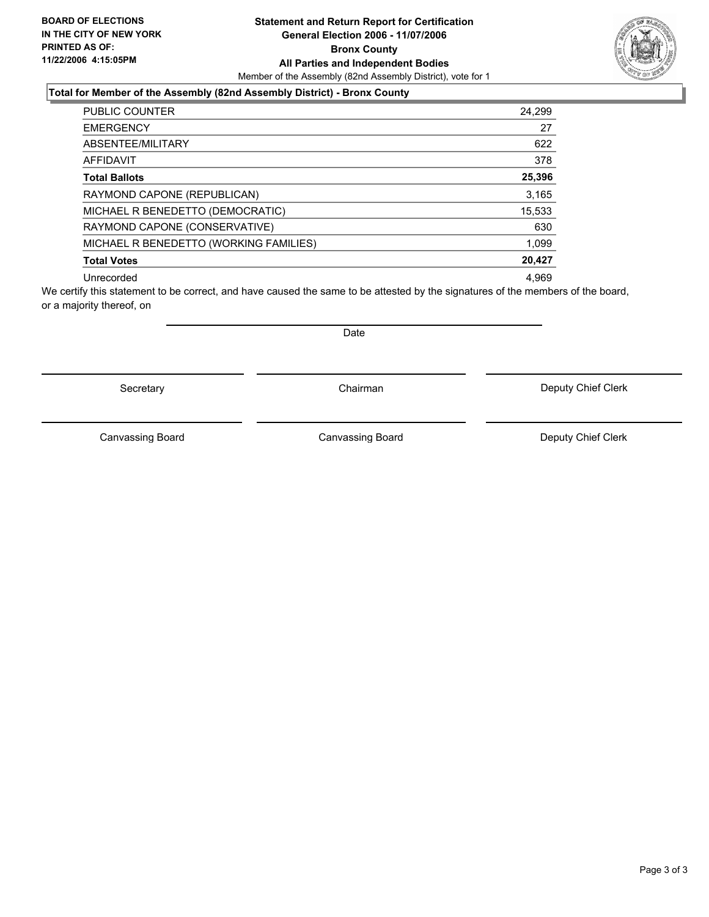**BOARD OF ELECTIONS IN THE CITY OF NEW YORK**
**PRINTED AS OF:**
**11/22/2006 4:15:05PM**

**Statement and Return Report for Certification**
**General Election 2006 - 11/07/2006**
**Bronx County**
**All Parties and Independent Bodies**
Member of the Assembly (82nd Assembly District), vote for 1

### Total for Member of the Assembly (82nd Assembly District) - Bronx County

| | |
|---|---|
| PUBLIC COUNTER | 24,299 |
| EMERGENCY | 27 |
| ABSENTEE/MILITARY | 622 |
| AFFIDAVIT | 378 |
| **Total Ballots** | **25,396** |
| RAYMOND CAPONE (REPUBLICAN) | 3,165 |
| MICHAEL R BENEDETTO (DEMOCRATIC) | 15,533 |
| RAYMOND CAPONE (CONSERVATIVE) | 630 |
| MICHAEL R BENEDETTO (WORKING FAMILIES) | 1,099 |
| **Total Votes** | **20,427** |
| Unrecorded | 4,969 |

We certify this statement to be correct, and have caused the same to be attested by the signatures of the members of the board, or a majority thereof, on

Date

Secretary | Chairman | Deputy Chief Clerk

Canvassing Board | Canvassing Board | Deputy Chief Clerk